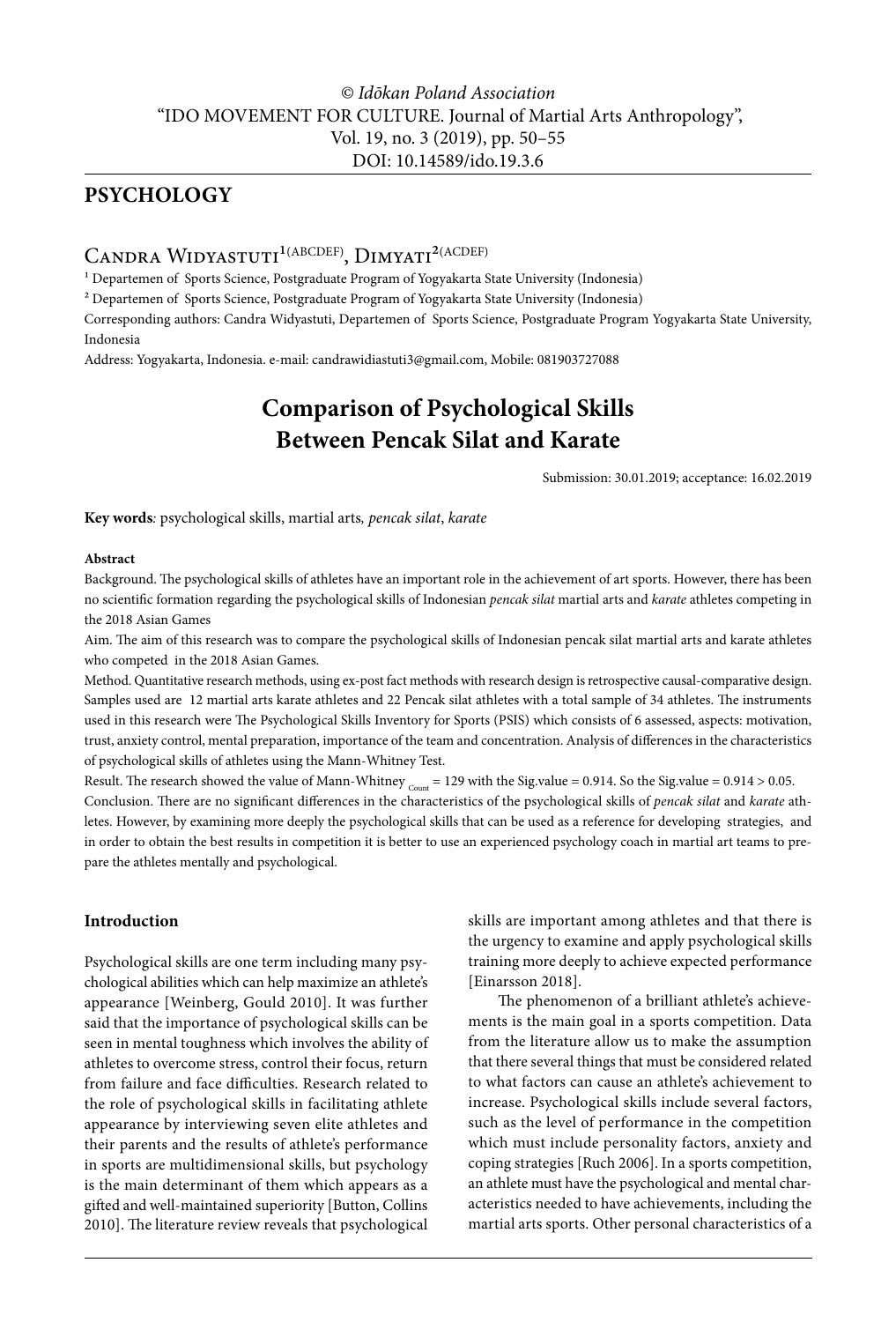© *Idōkan Poland Association*
"IDO MOVEMENT FOR CULTURE. Journal of Martial Arts Anthropology",
Vol. 19, no. 3 (2019), pp. 50–55
DOI: 10.14589/ido.19.3.6

## PSYCHOLOGY

Candra Widyastuti[1(ABCDEF)], Dimyati[2(ACDEF)]

[1] Departemen of Sports Science, Postgraduate Program of Yogyakarta State University (Indonesia)

[2] Departemen of Sports Science, Postgraduate Program of Yogyakarta State University (Indonesia)

Corresponding authors: Candra Widyastuti, Departemen of Sports Science, Postgraduate Program Yogyakarta State University, Indonesia

Address: Yogyakarta, Indonesia. e-mail: candrawidiastuti3@gmail.com, Mobile: 081903727088

# Comparison of Psychological Skills Between Pencak Silat and Karate

Submission: 30.01.2019; acceptance: 16.02.2019

**Key words***:* psychological skills, martial arts*, pencak silat*, *karate*

**Abstract**

Background. The psychological skills of athletes have an important role in the achievement of art sports. However, there has been no scientific formation regarding the psychological skills of Indonesian *pencak silat* martial arts and *karate* athletes competing in the 2018 Asian Games

Aim. The aim of this research was to compare the psychological skills of Indonesian pencak silat martial arts and karate athletes who competed in the 2018 Asian Games.

Method. Quantitative research methods, using ex-post fact methods with research design is retrospective causal-comparative design. Samples used are 12 martial arts karate athletes and 22 Pencak silat athletes with a total sample of 34 athletes. The instruments used in this research were The Psychological Skills Inventory for Sports (PSIS) which consists of 6 assessed, aspects: motivation, trust, anxiety control, mental preparation, importance of the team and concentration. Analysis of differences in the characteristics of psychological skills of athletes using the Mann-Whitney Test.

Result. The research showed the value of Mann-Whitney $_{Count}$ = 129 with the Sig.value = 0.914. So the Sig.value = 0.914 > 0.05.

Conclusion. There are no significant differences in the characteristics of the psychological skills of *pencak silat* and *karate* athletes. However, by examining more deeply the psychological skills that can be used as a reference for developing strategies, and in order to obtain the best results in competition it is better to use an experienced psychology coach in martial art teams to prepare the athletes mentally and psychological.

## Introduction

Psychological skills are one term including many psychological abilities which can help maximize an athlete's appearance [Weinberg, Gould 2010]. It was further said that the importance of psychological skills can be seen in mental toughness which involves the ability of athletes to overcome stress, control their focus, return from failure and face difficulties. Research related to the role of psychological skills in facilitating athlete appearance by interviewing seven elite athletes and their parents and the results of athlete's performance in sports are multidimensional skills, but psychology is the main determinant of them which appears as a gifted and well-maintained superiority [Button, Collins 2010]. The literature review reveals that psychological skills are important among athletes and that there is the urgency to examine and apply psychological skills training more deeply to achieve expected performance [Einarsson 2018].

The phenomenon of a brilliant athlete's achievements is the main goal in a sports competition. Data from the literature allow us to make the assumption that there several things that must be considered related to what factors can cause an athlete's achievement to increase. Psychological skills include several factors, such as the level of performance in the competition which must include personality factors, anxiety and coping strategies [Ruch 2006]. In a sports competition, an athlete must have the psychological and mental characteristics needed to have achievements, including the martial arts sports. Other personal characteristics of a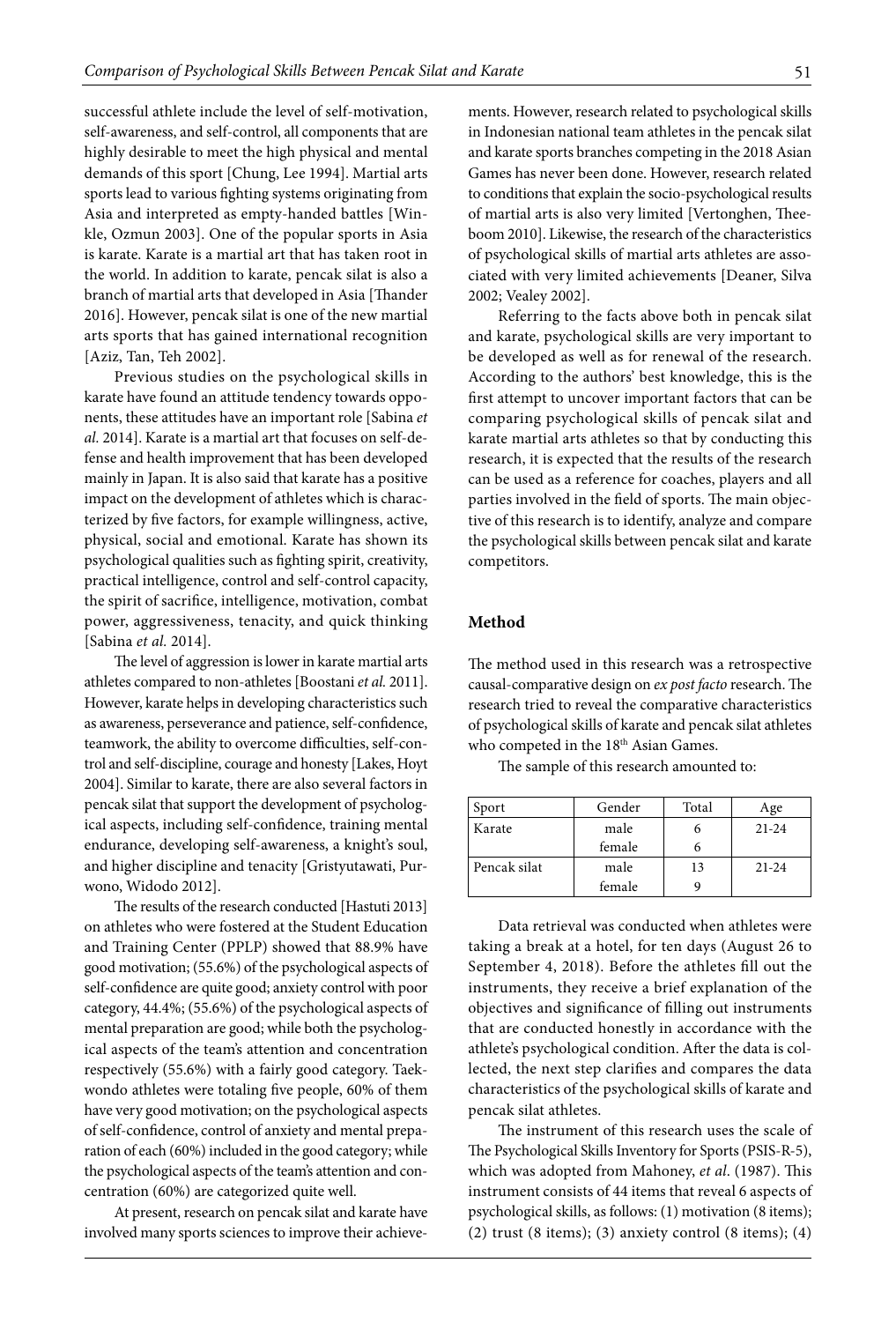successful athlete include the level of self-motivation, self-awareness, and self-control, all components that are highly desirable to meet the high physical and mental demands of this sport [Chung, Lee 1994]. Martial arts sports lead to various fighting systems originating from Asia and interpreted as empty-handed battles [Winkle, Ozmun 2003]. One of the popular sports in Asia is karate. Karate is a martial art that has taken root in the world. In addition to karate, pencak silat is also a branch of martial arts that developed in Asia [Thander 2016]. However, pencak silat is one of the new martial arts sports that has gained international recognition [Aziz, Tan, Teh 2002].

Previous studies on the psychological skills in karate have found an attitude tendency towards opponents, these attitudes have an important role [Sabina *et al.* 2014]. Karate is a martial art that focuses on self-defense and health improvement that has been developed mainly in Japan. It is also said that karate has a positive impact on the development of athletes which is characterized by five factors, for example willingness, active, physical, social and emotional. Karate has shown its psychological qualities such as fighting spirit, creativity, practical intelligence, control and self-control capacity, the spirit of sacrifice, intelligence, motivation, combat power, aggressiveness, tenacity, and quick thinking [Sabina *et al.* 2014].

The level of aggression is lower in karate martial arts athletes compared to non-athletes [Boostani *et al.* 2011]. However, karate helps in developing characteristics such as awareness, perseverance and patience, self-confidence, teamwork, the ability to overcome difficulties, self-control and self-discipline, courage and honesty [Lakes, Hoyt 2004]. Similar to karate, there are also several factors in pencak silat that support the development of psychological aspects, including self-confidence, training mental endurance, developing self-awareness, a knight's soul, and higher discipline and tenacity [Gristyutawati, Purwono, Widodo 2012].

The results of the research conducted [Hastuti 2013] on athletes who were fostered at the Student Education and Training Center (PPLP) showed that 88.9% have good motivation; (55.6%) of the psychological aspects of self-confidence are quite good; anxiety control with poor category, 44.4%; (55.6%) of the psychological aspects of mental preparation are good; while both the psychological aspects of the team's attention and concentration respectively (55.6%) with a fairly good category. Taekwondo athletes were totaling five people, 60% of them have very good motivation; on the psychological aspects of self-confidence, control of anxiety and mental preparation of each (60%) included in the good category; while the psychological aspects of the team's attention and concentration (60%) are categorized quite well.

At present, research on pencak silat and karate have involved many sports sciences to improve their achievements. However, research related to psychological skills in Indonesian national team athletes in the pencak silat and karate sports branches competing in the 2018 Asian Games has never been done. However, research related to conditions that explain the socio-psychological results of martial arts is also very limited [Vertonghen, Theeboom 2010]. Likewise, the research of the characteristics of psychological skills of martial arts athletes are associated with very limited achievements [Deaner, Silva 2002; Vealey 2002].

Referring to the facts above both in pencak silat and karate, psychological skills are very important to be developed as well as for renewal of the research. According to the authors' best knowledge, this is the first attempt to uncover important factors that can be comparing psychological skills of pencak silat and karate martial arts athletes so that by conducting this research, it is expected that the results of the research can be used as a reference for coaches, players and all parties involved in the field of sports. The main objective of this research is to identify, analyze and compare the psychological skills between pencak silat and karate competitors.

## Method

The method used in this research was a retrospective causal-comparative design on *ex post facto* research. The research tried to reveal the comparative characteristics of psychological skills of karate and pencak silat athletes who competed in the 18th Asian Games.

The sample of this research amounted to:

| Sport | Gender | Total | Age |
|---|---|---|---|
| Karate | male | 6 | 21-24 |
| | female | 6 | |
| Pencak silat | male | 13 | 21-24 |
| | female | 9 | |

Data retrieval was conducted when athletes were taking a break at a hotel, for ten days (August 26 to September 4, 2018). Before the athletes fill out the instruments, they receive a brief explanation of the objectives and significance of filling out instruments that are conducted honestly in accordance with the athlete's psychological condition. After the data is collected, the next step clarifies and compares the data characteristics of the psychological skills of karate and pencak silat athletes.

The instrument of this research uses the scale of The Psychological Skills Inventory for Sports (PSIS-R-5), which was adopted from Mahoney, *et al*. (1987). This instrument consists of 44 items that reveal 6 aspects of psychological skills, as follows: (1) motivation (8 items); (2) trust (8 items); (3) anxiety control (8 items); (4)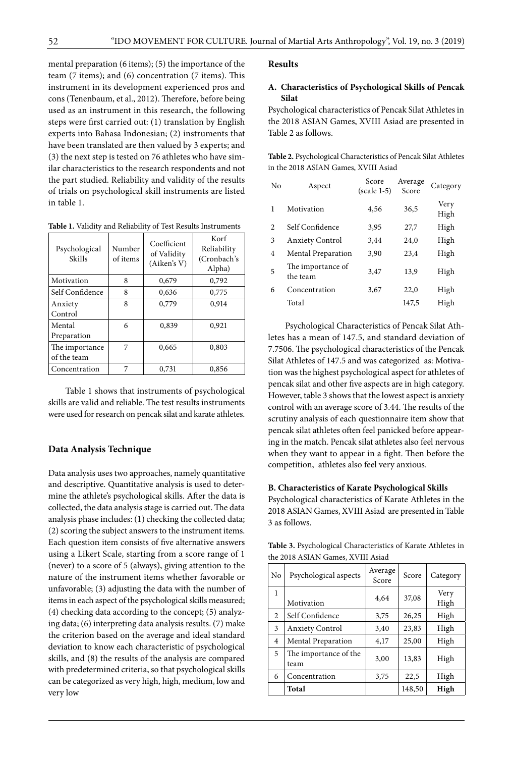mental preparation (6 items); (5) the importance of the team (7 items); and (6) concentration (7 items). This instrument in its development experienced pros and cons (Tenenbaum, et al., 2012). Therefore, before being used as an instrument in this research, the following steps were first carried out: (1) translation by English experts into Bahasa Indonesian; (2) instruments that have been translated are then valued by 3 experts; and (3) the next step is tested on 76 athletes who have similar characteristics to the research respondents and not the part studied. Reliability and validity of the results of trials on psychological skill instruments are listed in table 1.

**Table 1.** Validity and Reliability of Test Results Instruments

| Psychological Skills | Number of items | Coefficient of Validity (Aiken's V) | Korf Reliability (Cronbach's Alpha) |
|---|---|---|---|
| Motivation | 8 | 0,679 | 0,792 |
| Self Confidence | 8 | 0,636 | 0,775 |
| Anxiety Control | 8 | 0,779 | 0,914 |
| Mental Preparation | 6 | 0,839 | 0,921 |
| The importance of the team | 7 | 0,665 | 0,803 |
| Concentration | 7 | 0,731 | 0,856 |

Table 1 shows that instruments of psychological skills are valid and reliable. The test results instruments were used for research on pencak silat and karate athletes.

## Data Analysis Technique

Data analysis uses two approaches, namely quantitative and descriptive. Quantitative analysis is used to determine the athlete's psychological skills. After the data is collected, the data analysis stage is carried out. The data analysis phase includes: (1) checking the collected data; (2) scoring the subject answers to the instrument items. Each question item consists of five alternative answers using a Likert Scale, starting from a score range of 1 (never) to a score of 5 (always), giving attention to the nature of the instrument items whether favorable or unfavorable; (3) adjusting the data with the number of items in each aspect of the psychological skills measured; (4) checking data according to the concept; (5) analyzing data; (6) interpreting data analysis results. (7) make the criterion based on the average and ideal standard deviation to know each characteristic of psychological skills, and (8) the results of the analysis are compared with predetermined criteria, so that psychological skills can be categorized as very high, high, medium, low and very low

## Results

### A. Characteristics of Psychological Skills of Pencak Silat

Psychological characteristics of Pencak Silat Athletes in the 2018 ASIAN Games, XVIII Asiad are presented in Table 2 as follows.

**Table 2.** Psychological Characteristics of Pencak Silat Athletes in the 2018 ASIAN Games, XVIII Asiad

| No | Aspect | Score (scale 1-5) | Average Score | Category |
|---|---|---|---|---|
| 1 | Motivation | 4,56 | 36,5 | Very High |
| 2 | Self Confidence | 3,95 | 27,7 | High |
| 3 | Anxiety Control | 3,44 | 24,0 | High |
| 4 | Mental Preparation | 3,90 | 23,4 | High |
| 5 | The importance of the team | 3,47 | 13,9 | High |
| 6 | Concentration | 3,67 | 22,0 | High |
| | Total | | 147,5 | High |

Psychological Characteristics of Pencak Silat Athletes has a mean of 147.5, and standard deviation of 7.7506. The psychological characteristics of the Pencak Silat Athletes of 147.5 and was categorized as: Motivation was the highest psychological aspect for athletes of pencak silat and other five aspects are in high category. However, table 3 shows that the lowest aspect is anxiety control with an average score of 3.44. The results of the scrutiny analysis of each questionnaire item show that pencak silat athletes often feel panicked before appearing in the match. Pencak silat athletes also feel nervous when they want to appear in a fight. Then before the competition, athletes also feel very anxious.

### B. Characteristics of Karate Psychological Skills

Psychological characteristics of Karate Athletes in the 2018 ASIAN Games, XVIII Asiad are presented in Table 3 as follows.

**Table 3.** Psychological Characteristics of Karate Athletes in the 2018 ASIAN Games, XVIII Asiad

| No | Psychological aspects | Average Score | Score | Category |
|---|---|---|---|---|
| 1 | Motivation | 4,64 | 37,08 | Very High |
| 2 | Self Confidence | 3,75 | 26,25 | High |
| 3 | Anxiety Control | 3,40 | 23,83 | High |
| 4 | Mental Preparation | 4,17 | 25,00 | High |
| 5 | The importance of the team | 3,00 | 13,83 | High |
| 6 | Concentration | 3,75 | 22,5 | High |
| | **Total** | | 148,50 | **High** |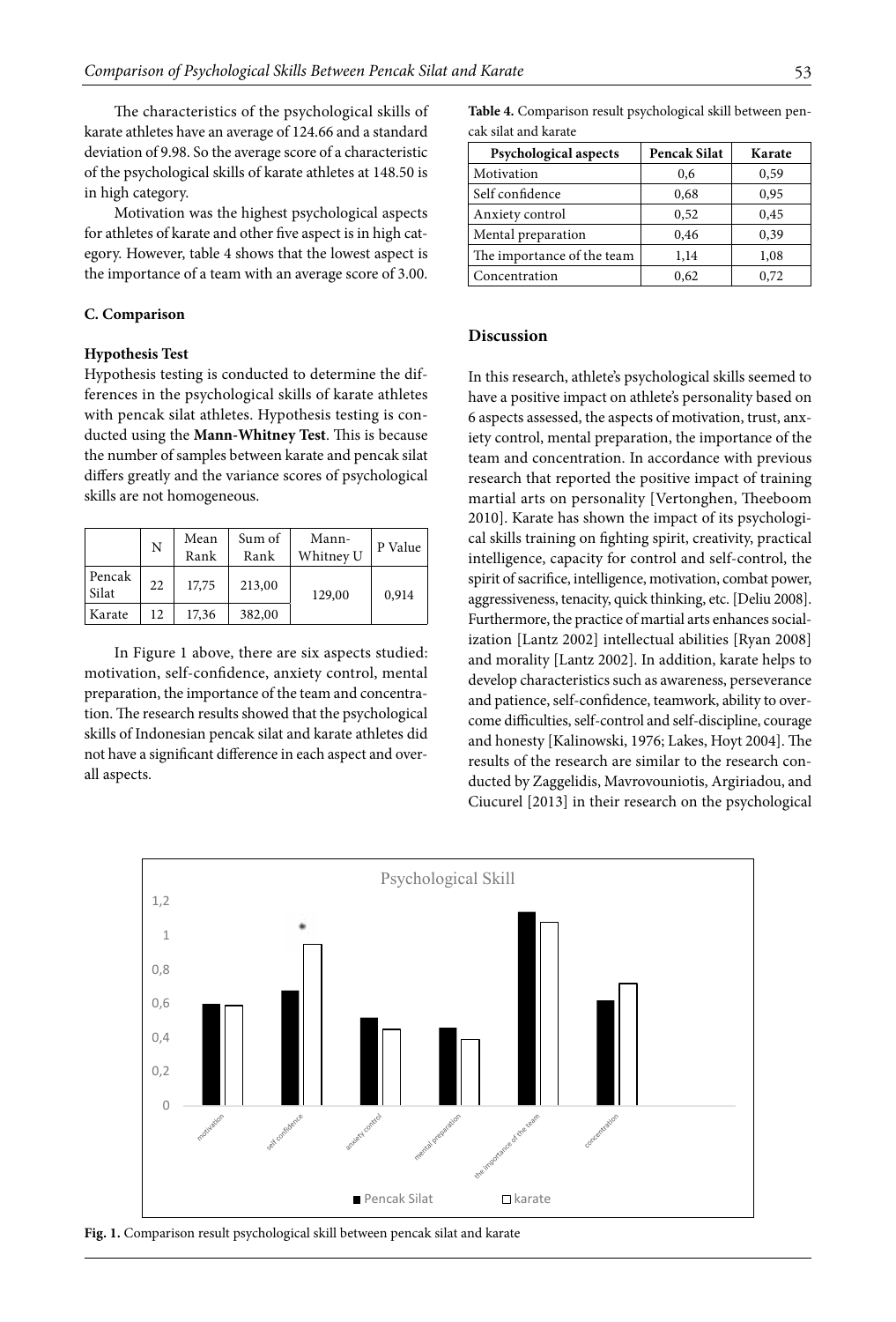The characteristics of the psychological skills of karate athletes have an average of 124.66 and a standard deviation of 9.98. So the average score of a characteristic of the psychological skills of karate athletes at 148.50 is in high category.

Motivation was the highest psychological aspects for athletes of karate and other five aspect is in high category. However, table 4 shows that the lowest aspect is the importance of a team with an average score of 3.00.

### C. Comparison

#### Hypothesis Test

Hypothesis testing is conducted to determine the differences in the psychological skills of karate athletes with pencak silat athletes. Hypothesis testing is conducted using the **Mann-Whitney Test**. This is because the number of samples between karate and pencak silat differs greatly and the variance scores of psychological skills are not homogeneous.

| | N | Mean Rank | Sum of Rank | Mann-Whitney U | P Value |
|---|---|---|---|---|---|
| Pencak Silat | 22 | 17,75 | 213,00 | 129,00 | 0,914 |
| Karate | 12 | 17,36 | 382,00 | | |

In Figure 1 above, there are six aspects studied: motivation, self-confidence, anxiety control, mental preparation, the importance of the team and concentration. The research results showed that the psychological skills of Indonesian pencak silat and karate athletes did not have a significant difference in each aspect and overall aspects.

**Table 4.** Comparison result psychological skill between pencak silat and karate

| Psychological aspects | Pencak Silat | Karate |
|---|---|---|
| Motivation | 0,6 | 0,59 |
| Self confidence | 0,68 | 0,95 |
| Anxiety control | 0,52 | 0,45 |
| Mental preparation | 0,46 | 0,39 |
| The importance of the team | 1,14 | 1,08 |
| Concentration | 0,62 | 0,72 |

## Discussion

In this research, athlete's psychological skills seemed to have a positive impact on athlete's personality based on 6 aspects assessed, the aspects of motivation, trust, anxiety control, mental preparation, the importance of the team and concentration. In accordance with previous research that reported the positive impact of training martial arts on personality [Vertonghen, Theeboom 2010]. Karate has shown the impact of its psychological skills training on fighting spirit, creativity, practical intelligence, capacity for control and self-control, the spirit of sacrifice, intelligence, motivation, combat power, aggressiveness, tenacity, quick thinking, etc. [Deliu 2008]. Furthermore, the practice of martial arts enhances socialization [Lantz 2002] intellectual abilities [Ryan 2008] and morality [Lantz 2002]. In addition, karate helps to develop characteristics such as awareness, perseverance and patience, self-confidence, teamwork, ability to overcome difficulties, self-control and self-discipline, courage and honesty [Kalinowski, 1976; Lakes, Hoyt 2004]. The results of the research are similar to the research conducted by Zaggelidis, Mavrovouniotis, Argiriadou, and Ciucurel [2013] in their research on the psychological

**Fig. 1.** Comparison result psychological skill between pencak silat and karate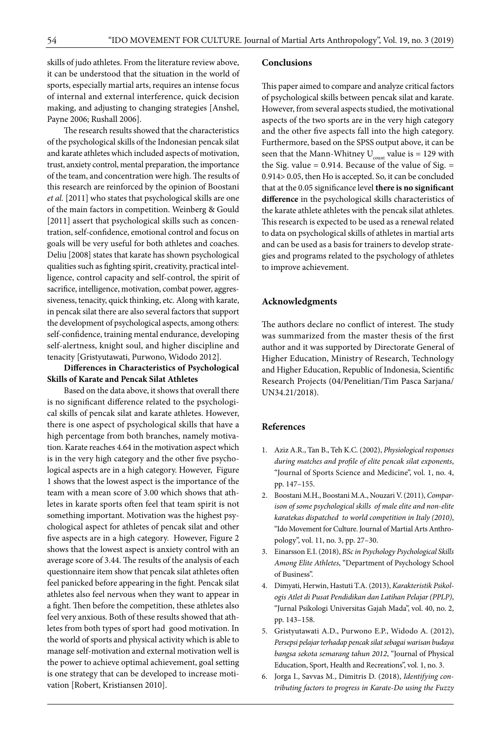skills of judo athletes. From the literature review above, it can be understood that the situation in the world of sports, especially martial arts, requires an intense focus of internal and external interference, quick decision making, and adjusting to changing strategies [Anshel, Payne 2006; Rushall 2006].

The research results showed that the characteristics of the psychological skills of the Indonesian pencak silat and karate athletes which included aspects of motivation, trust, anxiety control, mental preparation, the importance of the team, and concentration were high. The results of this research are reinforced by the opinion of Boostani *et al.* [2011] who states that psychological skills are one of the main factors in competition. Weinberg & Gould [2011] assert that psychological skills such as concentration, self-confidence, emotional control and focus on goals will be very useful for both athletes and coaches. Deliu [2008] states that karate has shown psychological qualities such as fighting spirit, creativity, practical intelligence, control capacity and self-control, the spirit of sacrifice, intelligence, motivation, combat power, aggressiveness, tenacity, quick thinking, etc. Along with karate, in pencak silat there are also several factors that support the development of psychological aspects, among others: self-confidence, training mental endurance, developing self-alertness, knight soul, and higher discipline and tenacity [Gristyutawati, Purwono, Widodo 2012].

**Differences in Characteristics of Psychological Skills of Karate and Pencak Silat Athletes**

Based on the data above, it shows that overall there is no significant difference related to the psychological skills of pencak silat and karate athletes. However, there is one aspect of psychological skills that have a high percentage from both branches, namely motivation. Karate reaches 4.64 in the motivation aspect which is in the very high category and the other five psychological aspects are in a high category. However, Figure 1 shows that the lowest aspect is the importance of the team with a mean score of 3.00 which shows that athletes in karate sports often feel that team spirit is not something important. Motivation was the highest psychological aspect for athletes of pencak silat and other five aspects are in a high category. However, Figure 2 shows that the lowest aspect is anxiety control with an average score of 3.44. The results of the analysis of each questionnaire item show that pencak silat athletes often feel panicked before appearing in the fight. Pencak silat athletes also feel nervous when they want to appear in a fight. Then before the competition, these athletes also feel very anxious. Both of these results showed that athletes from both types of sport had good motivation. In the world of sports and physical activity which is able to manage self-motivation and external motivation well is the power to achieve optimal achievement, goal setting is one strategy that can be developed to increase motivation [Robert, Kristiansen 2010].

## Conclusions

This paper aimed to compare and analyze critical factors of psychological skills between pencak silat and karate. However, from several aspects studied, the motivational aspects of the two sports are in the very high category and the other five aspects fall into the high category. Furthermore, based on the SPSS output above, it can be seen that the Mann-Whitney $U_{count}$ value is = 129 with the Sig. value = 0.914. Because of the value of Sig. = 0.914> 0.05, then Ho is accepted. So, it can be concluded that at the 0.05 significance level **there is no significant difference** in the psychological skills characteristics of the karate athlete athletes with the pencak silat athletes. This research is expected to be used as a renewal related to data on psychological skills of athletes in martial arts and can be used as a basis for trainers to develop strategies and programs related to the psychology of athletes to improve achievement.

## Acknowledgments

The authors declare no conflict of interest. The study was summarized from the master thesis of the first author and it was supported by Directorate General of Higher Education, Ministry of Research, Technology and Higher Education, Republic of Indonesia, Scientific Research Projects (04/Penelitian/Tim Pasca Sarjana/UN34.21/2018).

## References

1. Aziz A.R., Tan B., Teh K.C. (2002), *Physiological responses during matches and profile of elite pencak silat exponents*, "Journal of Sports Science and Medicine", vol. 1, no. 4, pp. 147–155.
2. Boostani M.H., Boostani M.A., Nouzari V. (2011), *Comparison of some psychological skills of male elite and non-elite karatekas dispatched to world competition in Italy (2010)*, "Ido Movement for Culture. Journal of Martial Arts Anthropology", vol. 11, no. 3, pp. 27–30.
3. Einarsson E.I. (2018), *BSc in Psychology Psychological Skills Among Elite Athletes*, "Department of Psychology School of Business".
4. Dimyati, Herwin, Hastuti T.A. (2013), *Karakteristik Psikologis Atlet di Pusat Pendidikan dan Latihan Pelajar (PPLP)*, "Jurnal Psikologi Universitas Gajah Mada", vol. 40, no. 2, pp. 143–158.
5. Gristyutawati A.D., Purwono E.P., Widodo A. (2012), *Persepsi pelajar terhadap pencak silat sebagai warisan budaya bangsa sekota semarang tahun 2012*, "Journal of Physical Education, Sport, Health and Recreations", vol. 1, no. 3.
6. Jorga I., Savvas M., Dimitris D. (2018), *Identifying contributing factors to progress in Karate-Do using the Fuzzy*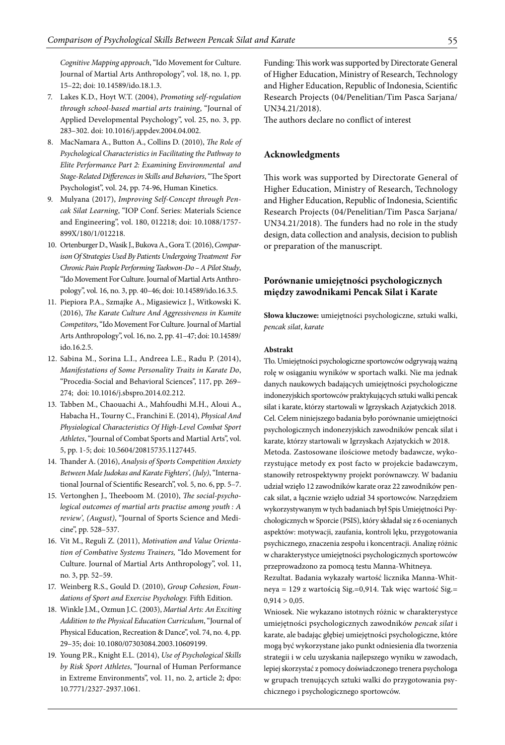*Cognitive Mapping approach*, "Ido Movement for Culture. Journal of Martial Arts Anthropology", vol. 18, no. 1, pp. 15–22; doi: 10.14589/ido.18.1.3.

7. Lakes K.D., Hoyt W.T. (2004), *Promoting self-regulation through school-based martial arts training*, "Journal of Applied Developmental Psychology", vol. 25, no. 3, pp. 283–302. doi: 10.1016/j.appdev.2004.04.002.
8. MacNamara A., Button A., Collins D. (2010), *The Role of Psychological Characteristics in Facilitating the Pathway to Elite Performance Part 2: Examining Environmental and Stage-Related Differences in Skills and Behaviors*, "The Sport Psychologist", vol. 24, pp. 74-96, Human Kinetics.
9. Mulyana (2017), *Improving Self-Concept through Pencak Silat Learning*, "IOP Conf. Series: Materials Science and Engineering", vol. 180, 012218; doi: 10.1088/1757-899X/180/1/012218.
10. Ortenburger D., Wasik J., Bukova A., Gora T. (2016), *Comparison Of Strategies Used By Patients Undergoing Treatment For Chronic Pain People Performing Taekwon-Do – A Pilot Study*, "Ido Movement For Culture. Journal of Martial Arts Anthropology", vol. 16, no. 3, pp. 40–46; doi: 10.14589/ido.16.3.5.
11. Piepiora P.A., Szmajke A., Migasiewicz J., Witkowski K. (2016), *The Karate Culture And Aggressiveness in Kumite Competitors*, "Ido Movement For Culture. Journal of Martial Arts Anthropology", vol. 16, no. 2, pp. 41–47; doi: 10.14589/ido.16.2.5.
12. Sabina M., Sorina L.I., Andreea L.E., Radu P. (2014), *Manifestations of Some Personality Traits in Karate Do*, "Procedia-Social and Behavioral Sciences", 117, pp. 269–274; doi: 10.1016/j.sbspro.2014.02.212.
13. Tabben M., Chaouachi A., Mahfoudhi M.H., Aloui A., Habacha H., Tourny C., Franchini E. (2014), *Physical And Physiological Characteristics Of High-Level Combat Sport Athletes*, "Journal of Combat Sports and Martial Arts", vol. 5, pp. 1-5; doi: 10.5604/20815735.1127445.
14. Thander A. (2016), *Analysis of Sports Competition Anxiety Between Male Judokas and Karate Fighters', (July)*, "International Journal of Scientific Research", vol. 5, no. 6, pp. 5–7.
15. Vertonghen J., Theeboom M. (2010), *The social-psychological outcomes of martial arts practise among youth : A review', (August)*, "Journal of Sports Science and Medicine", pp. 528–537.
16. Vit M., Reguli Z. (2011), *Motivation and Value Orientation of Combative Systems Trainers*, "Ido Movement for Culture. Journal of Martial Arts Anthropology", vol. 11, no. 3, pp. 52–59.
17. Weinberg R.S., Gould D. (2010), *Group Cohesion*, *Foundations of Sport and Exercise Psychology.* Fifth Edition.
18. Winkle J.M., Ozmun J.C. (2003), *Martial Arts: An Exciting Addition to the Physical Education Curriculum*, "Journal of Physical Education, Recreation & Dance", vol. 74, no. 4, pp. 29–35; doi: 10.1080/07303084.2003.10609199.
19. Young P.R., Knight E.L. (2014), *Use of Psychological Skills by Risk Sport Athletes*, "Journal of Human Performance in Extreme Environments", vol. 11, no. 2, article 2; dpo: 10.7771/2327-2937.1061.

Funding: This work was supported by Directorate General of Higher Education, Ministry of Research, Technology and Higher Education, Republic of Indonesia, Scientific Research Projects (04/Penelitian/Tim Pasca Sarjana/UN34.21/2018).

The authors declare no conflict of interest

## Acknowledgments

This work was supported by Directorate General of Higher Education, Ministry of Research, Technology and Higher Education, Republic of Indonesia, Scientific Research Projects (04/Penelitian/Tim Pasca Sarjana/UN34.21/2018). The funders had no role in the study design, data collection and analysis, decision to publish or preparation of the manuscript.

## Porównanie umiejętności psychologicznych między zawodnikami Pencak Silat i Karate

**Słowa kluczowe:** umiejętności psychologiczne, sztuki walki, *pencak silat*, *karate*

#### Abstrakt

Tło. Umiejętności psychologiczne sportowców odgrywają ważną rolę w osiąganiu wyników w sportach walki. Nie ma jednak danych naukowych badających umiejętności psychologiczne indonezyjskich sportowców praktykujących sztuki walki pencak silat i karate, którzy startowali w Igrzyskach Azjatyckich 2018.

Cel. Celem niniejszego badania było porównanie umiejętności psychologicznych indonezyjskich zawodników pencak silat i karate, którzy startowali w Igrzyskach Azjatyckich w 2018.

Metoda. Zastosowane ilościowe metody badawcze, wykorzystujące metody ex post facto w projekcie badawczym, stanowiły retrospektywny projekt porównawczy. W badaniu udział wzięło 12 zawodników karate oraz 22 zawodników pencak silat, a łącznie wzięło udział 34 sportowców. Narzędziem wykorzystywanym w tych badaniach był Spis Umiejętności Psychologicznych w Sporcie (PSIS), który składał się z 6 ocenianych aspektów: motywacji, zaufania, kontroli lęku, przygotowania psychicznego, znaczenia zespołu i koncentracji. Analizę różnic w charakterystyce umiejętności psychologicznych sportowców przeprowadzono za pomocą testu Manna-Whitneya.

Rezultat. Badania wykazały wartość licznika Manna-Whitneya = 129 z wartością Sig.=0,914. Tak więc wartość Sig.= 0,914 > 0,05.

Wniosek. Nie wykazano istotnych różnic w charakterystyce umiejętności psychologicznych zawodników *pencak silat* i karate, ale badając głębiej umiejętności psychologiczne, które mogą być wykorzystane jako punkt odniesienia dla tworzenia strategii i w celu uzyskania najlepszego wyniku w zawodach, lepiej skorzystać z pomocy doświadczonego trenera psychologa w grupach trenujących sztuki walki do przygotowania psychicznego i psychologicznego sportowców.